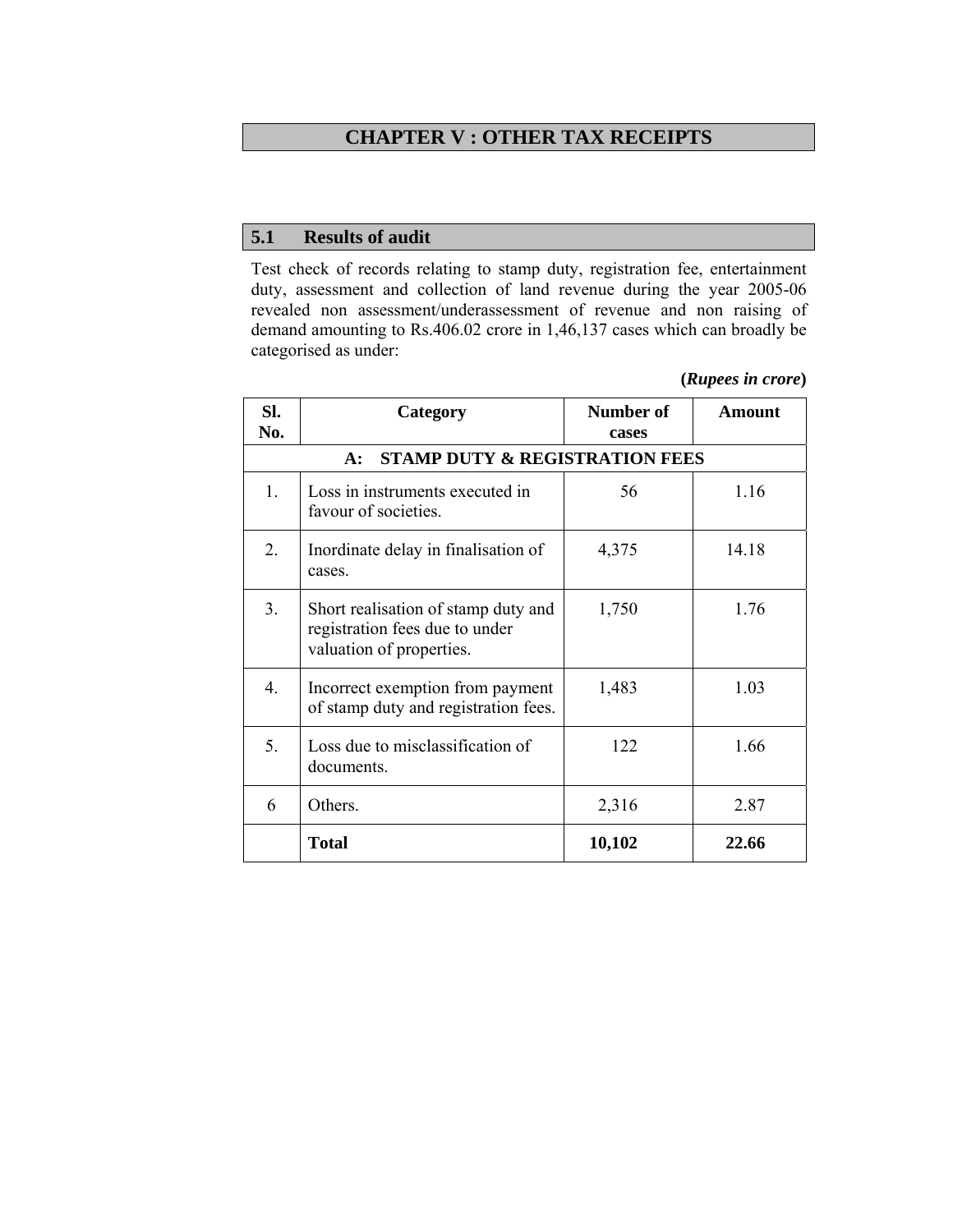# CHAPTER V : OTHER TAX RECEIPTS

## 5.1 Results of audit

Test check of records relating to stamp duty, registration fee, entertainment duty, assessment and collection of land revenue during the year 2005-06 revealed non assessment/underassessment of revenue and non raising of demand amounting to Rs.406.02 crore in 1,46,137 cases which can broadly be categorised as under:

**(*Rupees in crore*)**

| Sl. No. | Category | Number of cases | Amount |
|---|---|---|---|
| | **A: STAMP DUTY & REGISTRATION FEES** | | |
| 1. | Loss in instruments executed in favour of societies. | 56 | 1.16 |
| 2. | Inordinate delay in finalisation of cases. | 4,375 | 14.18 |
| 3. | Short realisation of stamp duty and registration fees due to under valuation of properties. | 1,750 | 1.76 |
| 4. | Incorrect exemption from payment of stamp duty and registration fees. | 1,483 | 1.03 |
| 5. | Loss due to misclassification of documents. | 122 | 1.66 |
| 6 | Others. | 2,316 | 2.87 |
| | **Total** | **10,102** | **22.66** |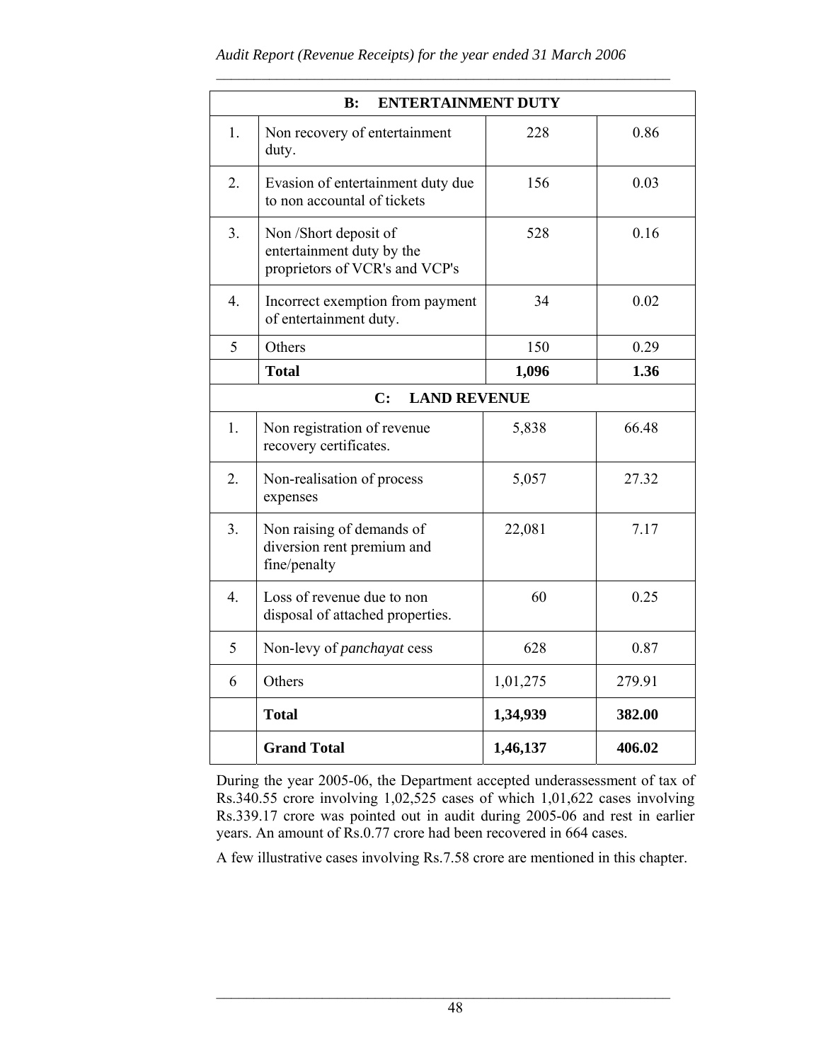| | B: ENTERTAINMENT DUTY | | |
|---|---|---|---|
| 1. | Non recovery of entertainment duty. | 228 | 0.86 |
| 2. | Evasion of entertainment duty due to non accountal of tickets | 156 | 0.03 |
| 3. | Non /Short deposit of entertainment duty by the proprietors of VCR's and VCP's | 528 | 0.16 |
| 4. | Incorrect exemption from payment of entertainment duty. | 34 | 0.02 |
| 5 | Others | 150 | 0.29 |
| | **Total** | **1,096** | **1.36** |
| | **C: LAND REVENUE** | | |
| 1. | Non registration of revenue recovery certificates. | 5,838 | 66.48 |
| 2. | Non-realisation of process expenses | 5,057 | 27.32 |
| 3. | Non raising of demands of diversion rent premium and fine/penalty | 22,081 | 7.17 |
| 4. | Loss of revenue due to non disposal of attached properties. | 60 | 0.25 |
| 5 | Non-levy of *panchayat* cess | 628 | 0.87 |
| 6 | Others | 1,01,275 | 279.91 |
| | **Total** | **1,34,939** | **382.00** |
| | **Grand Total** | **1,46,137** | **406.02** |

During the year 2005-06, the Department accepted underassessment of tax of Rs.340.55 crore involving 1,02,525 cases of which 1,01,622 cases involving Rs.339.17 crore was pointed out in audit during 2005-06 and rest in earlier years. An amount of Rs.0.77 crore had been recovered in 664 cases.

A few illustrative cases involving Rs.7.58 crore are mentioned in this chapter.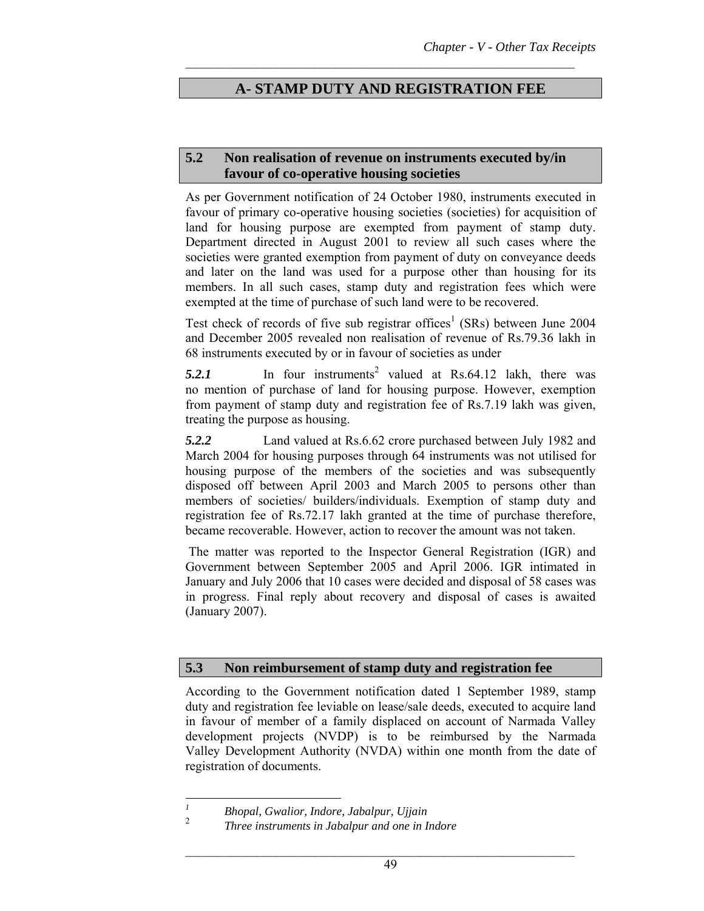## A- STAMP DUTY AND REGISTRATION FEE

### 5.2 Non realisation of revenue on instruments executed by/in favour of co-operative housing societies

As per Government notification of 24 October 1980, instruments executed in favour of primary co-operative housing societies (societies) for acquisition of land for housing purpose are exempted from payment of stamp duty. Department directed in August 2001 to review all such cases where the societies were granted exemption from payment of duty on conveyance deeds and later on the land was used for a purpose other than housing for its members. In all such cases, stamp duty and registration fees which were exempted at the time of purchase of such land were to be recovered.

Test check of records of five sub registrar offices[1] (SRs) between June 2004 and December 2005 revealed non realisation of revenue of Rs.79.36 lakh in 68 instruments executed by or in favour of societies as under

***5.2.1*** In four instruments[2] valued at Rs.64.12 lakh, there was no mention of purchase of land for housing purpose. However, exemption from payment of stamp duty and registration fee of Rs.7.19 lakh was given, treating the purpose as housing.

***5.2.2*** Land valued at Rs.6.62 crore purchased between July 1982 and March 2004 for housing purposes through 64 instruments was not utilised for housing purpose of the members of the societies and was subsequently disposed off between April 2003 and March 2005 to persons other than members of societies/ builders/individuals. Exemption of stamp duty and registration fee of Rs.72.17 lakh granted at the time of purchase therefore, became recoverable. However, action to recover the amount was not taken.

The matter was reported to the Inspector General Registration (IGR) and Government between September 2005 and April 2006. IGR intimated in January and July 2006 that 10 cases were decided and disposal of 58 cases was in progress. Final reply about recovery and disposal of cases is awaited (January 2007).

### 5.3 Non reimbursement of stamp duty and registration fee

According to the Government notification dated 1 September 1989, stamp duty and registration fee leviable on lease/sale deeds, executed to acquire land in favour of member of a family displaced on account of Narmada Valley development projects (NVDP) is to be reimbursed by the Narmada Valley Development Authority (NVDA) within one month from the date of registration of documents.

---

[1] *Bhopal, Gwalior, Indore, Jabalpur, Ujjain*

[2] *Three instruments in Jabalpur and one in Indore*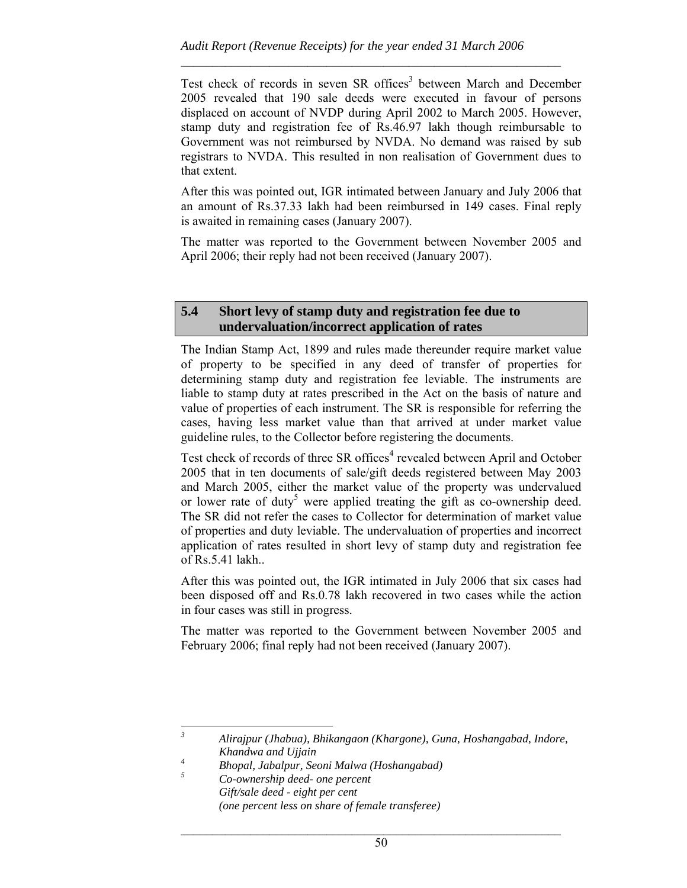Test check of records in seven SR offices[3] between March and December 2005 revealed that 190 sale deeds were executed in favour of persons displaced on account of NVDP during April 2002 to March 2005. However, stamp duty and registration fee of Rs.46.97 lakh though reimbursable to Government was not reimbursed by NVDA. No demand was raised by sub registrars to NVDA. This resulted in non realisation of Government dues to that extent.

After this was pointed out, IGR intimated between January and July 2006 that an amount of Rs.37.33 lakh had been reimbursed in 149 cases. Final reply is awaited in remaining cases (January 2007).

The matter was reported to the Government between November 2005 and April 2006; their reply had not been received (January 2007).

## 5.4 Short levy of stamp duty and registration fee due to undervaluation/incorrect application of rates

The Indian Stamp Act, 1899 and rules made thereunder require market value of property to be specified in any deed of transfer of properties for determining stamp duty and registration fee leviable. The instruments are liable to stamp duty at rates prescribed in the Act on the basis of nature and value of properties of each instrument. The SR is responsible for referring the cases, having less market value than that arrived at under market value guideline rules, to the Collector before registering the documents.

Test check of records of three SR offices[4] revealed between April and October 2005 that in ten documents of sale/gift deeds registered between May 2003 and March 2005, either the market value of the property was undervalued or lower rate of duty[5] were applied treating the gift as co-ownership deed. The SR did not refer the cases to Collector for determination of market value of properties and duty leviable. The undervaluation of properties and incorrect application of rates resulted in short levy of stamp duty and registration fee of Rs.5.41 lakh..

After this was pointed out, the IGR intimated in July 2006 that six cases had been disposed off and Rs.0.78 lakh recovered in two cases while the action in four cases was still in progress.

The matter was reported to the Government between November 2005 and February 2006; final reply had not been received (January 2007).

---

[3] *Alirajpur (Jhabua), Bhikangaon (Khargone), Guna, Hoshangabad, Indore, Khandwa and Ujjain*

[4] *Bhopal, Jabalpur, Seoni Malwa (Hoshangabad)*

[5] *Co-ownership deed- one percent*
*Gift/sale deed - eight per cent*
*(one percent less on share of female transferee)*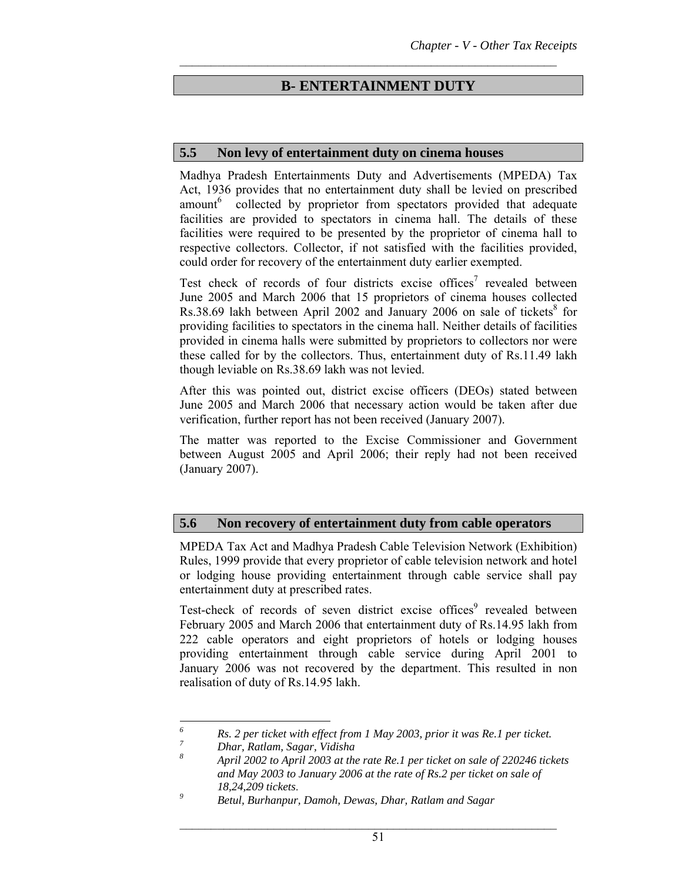## B- ENTERTAINMENT DUTY

### 5.5 Non levy of entertainment duty on cinema houses

Madhya Pradesh Entertainments Duty and Advertisements (MPEDA) Tax Act, 1936 provides that no entertainment duty shall be levied on prescribed amount[6] collected by proprietor from spectators provided that adequate facilities are provided to spectators in cinema hall. The details of these facilities were required to be presented by the proprietor of cinema hall to respective collectors. Collector, if not satisfied with the facilities provided, could order for recovery of the entertainment duty earlier exempted.

Test check of records of four districts excise offices[7] revealed between June 2005 and March 2006 that 15 proprietors of cinema houses collected Rs.38.69 lakh between April 2002 and January 2006 on sale of tickets[8] for providing facilities to spectators in the cinema hall. Neither details of facilities provided in cinema halls were submitted by proprietors to collectors nor were these called for by the collectors. Thus, entertainment duty of Rs.11.49 lakh though leviable on Rs.38.69 lakh was not levied.

After this was pointed out, district excise officers (DEOs) stated between June 2005 and March 2006 that necessary action would be taken after due verification, further report has not been received (January 2007).

The matter was reported to the Excise Commissioner and Government between August 2005 and April 2006; their reply had not been received (January 2007).

### 5.6 Non recovery of entertainment duty from cable operators

MPEDA Tax Act and Madhya Pradesh Cable Television Network (Exhibition) Rules, 1999 provide that every proprietor of cable television network and hotel or lodging house providing entertainment through cable service shall pay entertainment duty at prescribed rates.

Test-check of records of seven district excise offices[9] revealed between February 2005 and March 2006 that entertainment duty of Rs.14.95 lakh from 222 cable operators and eight proprietors of hotels or lodging houses providing entertainment through cable service during April 2001 to January 2006 was not recovered by the department. This resulted in non realisation of duty of Rs.14.95 lakh.

---

[6] *Rs. 2 per ticket with effect from 1 May 2003, prior it was Re.1 per ticket.*

[7] *Dhar, Ratlam, Sagar, Vidisha*

[8] *April 2002 to April 2003 at the rate Re.1 per ticket on sale of 220246 tickets and May 2003 to January 2006 at the rate of Rs.2 per ticket on sale of 18,24,209 tickets.*

[9] *Betul, Burhanpur, Damoh, Dewas, Dhar, Ratlam and Sagar*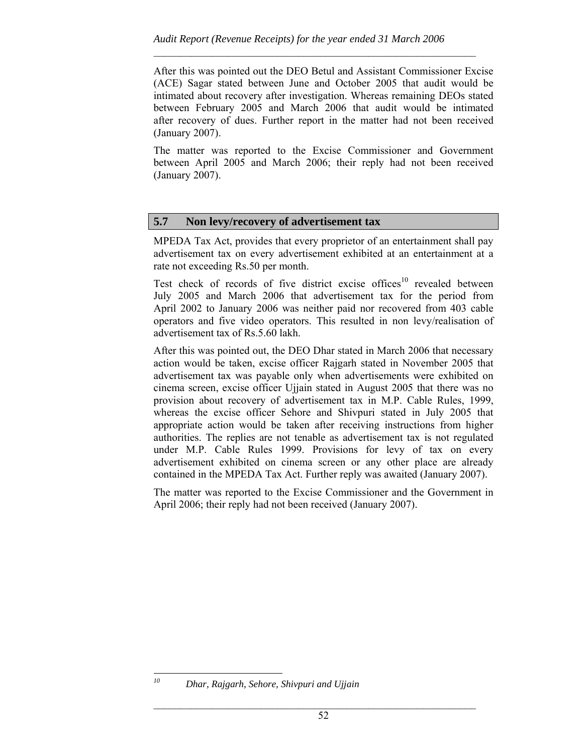After this was pointed out the DEO Betul and Assistant Commissioner Excise (ACE) Sagar stated between June and October 2005 that audit would be intimated about recovery after investigation. Whereas remaining DEOs stated between February 2005 and March 2006 that audit would be intimated after recovery of dues. Further report in the matter had not been received (January 2007).

The matter was reported to the Excise Commissioner and Government between April 2005 and March 2006; their reply had not been received (January 2007).

## 5.7 Non levy/recovery of advertisement tax

MPEDA Tax Act, provides that every proprietor of an entertainment shall pay advertisement tax on every advertisement exhibited at an entertainment at a rate not exceeding Rs.50 per month.

Test check of records of five district excise offices[10] revealed between July 2005 and March 2006 that advertisement tax for the period from April 2002 to January 2006 was neither paid nor recovered from 403 cable operators and five video operators. This resulted in non levy/realisation of advertisement tax of Rs.5.60 lakh.

After this was pointed out, the DEO Dhar stated in March 2006 that necessary action would be taken, excise officer Rajgarh stated in November 2005 that advertisement tax was payable only when advertisements were exhibited on cinema screen, excise officer Ujjain stated in August 2005 that there was no provision about recovery of advertisement tax in M.P. Cable Rules, 1999, whereas the excise officer Sehore and Shivpuri stated in July 2005 that appropriate action would be taken after receiving instructions from higher authorities. The replies are not tenable as advertisement tax is not regulated under M.P. Cable Rules 1999. Provisions for levy of tax on every advertisement exhibited on cinema screen or any other place are already contained in the MPEDA Tax Act. Further reply was awaited (January 2007).

The matter was reported to the Excise Commissioner and the Government in April 2006; their reply had not been received (January 2007).

---

[10] *Dhar, Rajgarh, Sehore, Shivpuri and Ujjain*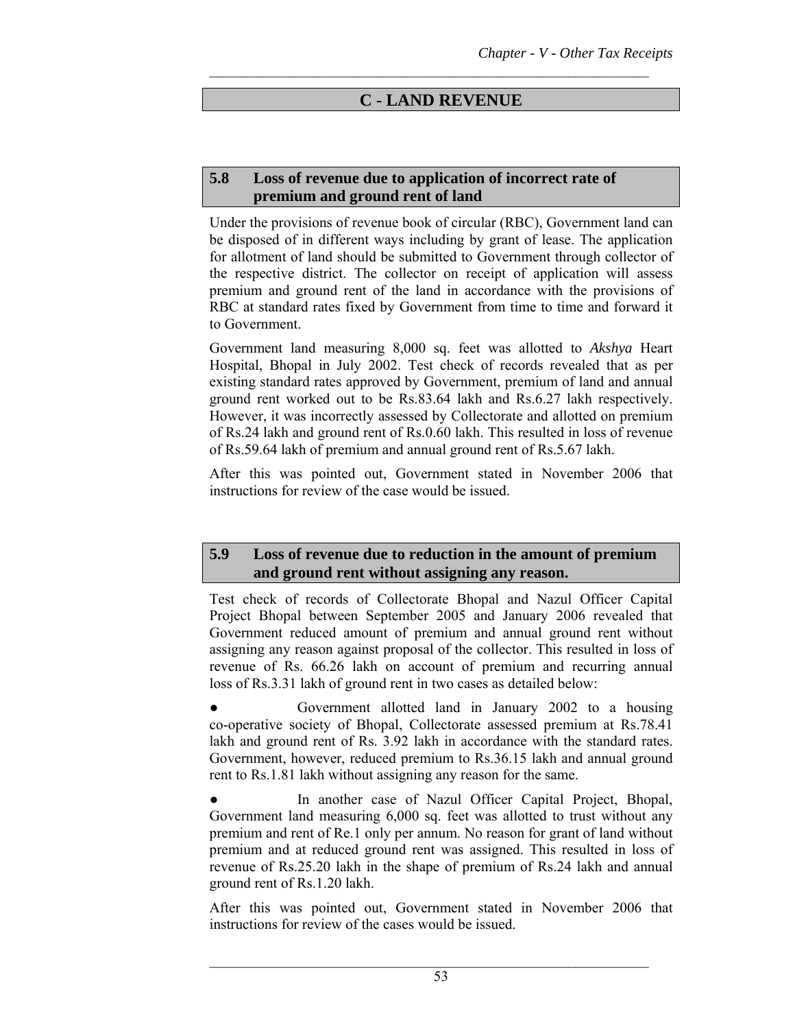## C - LAND REVENUE

### 5.8 Loss of revenue due to application of incorrect rate of premium and ground rent of land

Under the provisions of revenue book of circular (RBC), Government land can be disposed of in different ways including by grant of lease. The application for allotment of land should be submitted to Government through collector of the respective district. The collector on receipt of application will assess premium and ground rent of the land in accordance with the provisions of RBC at standard rates fixed by Government from time to time and forward it to Government.

Government land measuring 8,000 sq. feet was allotted to *Akshya* Heart Hospital, Bhopal in July 2002. Test check of records revealed that as per existing standard rates approved by Government, premium of land and annual ground rent worked out to be Rs.83.64 lakh and Rs.6.27 lakh respectively. However, it was incorrectly assessed by Collectorate and allotted on premium of Rs.24 lakh and ground rent of Rs.0.60 lakh. This resulted in loss of revenue of Rs.59.64 lakh of premium and annual ground rent of Rs.5.67 lakh.

After this was pointed out, Government stated in November 2006 that instructions for review of the case would be issued.

### 5.9 Loss of revenue due to reduction in the amount of premium and ground rent without assigning any reason.

Test check of records of Collectorate Bhopal and Nazul Officer Capital Project Bhopal between September 2005 and January 2006 revealed that Government reduced amount of premium and annual ground rent without assigning any reason against proposal of the collector. This resulted in loss of revenue of Rs. 66.26 lakh on account of premium and recurring annual loss of Rs.3.31 lakh of ground rent in two cases as detailed below:

- Government allotted land in January 2002 to a housing co-operative society of Bhopal, Collectorate assessed premium at Rs.78.41 lakh and ground rent of Rs. 3.92 lakh in accordance with the standard rates. Government, however, reduced premium to Rs.36.15 lakh and annual ground rent to Rs.1.81 lakh without assigning any reason for the same.

- In another case of Nazul Officer Capital Project, Bhopal, Government land measuring 6,000 sq. feet was allotted to trust without any premium and rent of Re.1 only per annum. No reason for grant of land without premium and at reduced ground rent was assigned. This resulted in loss of revenue of Rs.25.20 lakh in the shape of premium of Rs.24 lakh and annual ground rent of Rs.1.20 lakh.

After this was pointed out, Government stated in November 2006 that instructions for review of the cases would be issued.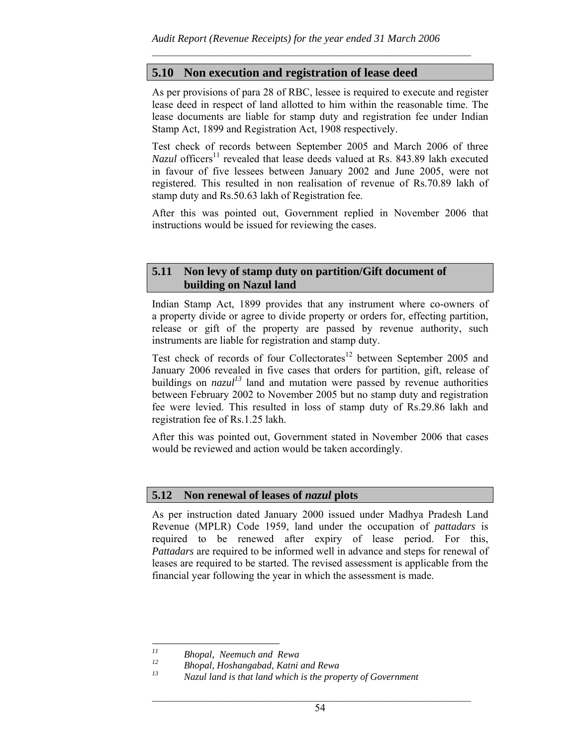## 5.10 Non execution and registration of lease deed

As per provisions of para 28 of RBC, lessee is required to execute and register lease deed in respect of land allotted to him within the reasonable time. The lease documents are liable for stamp duty and registration fee under Indian Stamp Act, 1899 and Registration Act, 1908 respectively.

Test check of records between September 2005 and March 2006 of three *Nazul* officers[11] revealed that lease deeds valued at Rs. 843.89 lakh executed in favour of five lessees between January 2002 and June 2005, were not registered. This resulted in non realisation of revenue of Rs.70.89 lakh of stamp duty and Rs.50.63 lakh of Registration fee.

After this was pointed out, Government replied in November 2006 that instructions would be issued for reviewing the cases.

## 5.11 Non levy of stamp duty on partition/Gift document of building on Nazul land

Indian Stamp Act, 1899 provides that any instrument where co-owners of a property divide or agree to divide property or orders for, effecting partition, release or gift of the property are passed by revenue authority, such instruments are liable for registration and stamp duty.

Test check of records of four Collectorates[12] between September 2005 and January 2006 revealed in five cases that orders for partition, gift, release of buildings on *nazul*[13] land and mutation were passed by revenue authorities between February 2002 to November 2005 but no stamp duty and registration fee were levied. This resulted in loss of stamp duty of Rs.29.86 lakh and registration fee of Rs.1.25 lakh.

After this was pointed out, Government stated in November 2006 that cases would be reviewed and action would be taken accordingly.

## 5.12 Non renewal of leases of *nazul* plots

As per instruction dated January 2000 issued under Madhya Pradesh Land Revenue (MPLR) Code 1959, land under the occupation of *pattadars* is required to be renewed after expiry of lease period. For this, *Pattadars* are required to be informed well in advance and steps for renewal of leases are required to be started. The revised assessment is applicable from the financial year following the year in which the assessment is made.

---

[11] *Bhopal, Neemuch and Rewa*

[12] *Bhopal, Hoshangabad, Katni and Rewa*

[13] *Nazul land is that land which is the property of Government*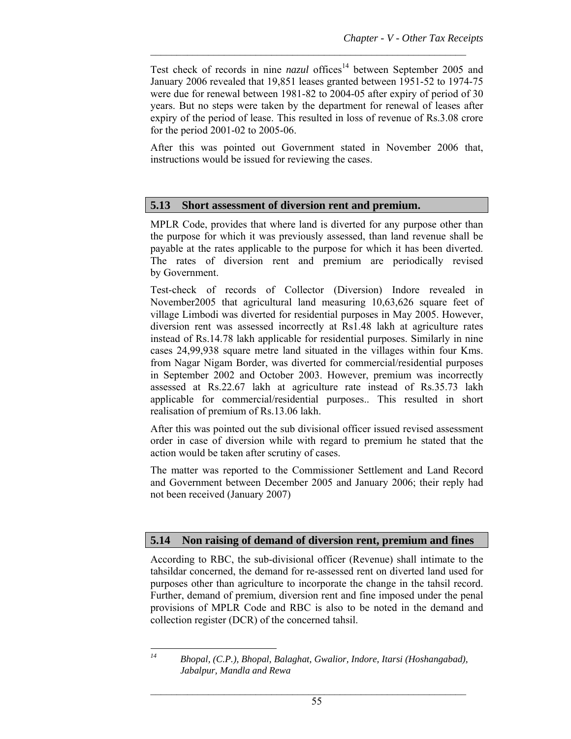Test check of records in nine *nazul* offices[14] between September 2005 and January 2006 revealed that 19,851 leases granted between 1951-52 to 1974-75 were due for renewal between 1981-82 to 2004-05 after expiry of period of 30 years. But no steps were taken by the department for renewal of leases after expiry of the period of lease. This resulted in loss of revenue of Rs.3.08 crore for the period 2001-02 to 2005-06.

After this was pointed out Government stated in November 2006 that, instructions would be issued for reviewing the cases.

## 5.13 Short assessment of diversion rent and premium.

MPLR Code, provides that where land is diverted for any purpose other than the purpose for which it was previously assessed, than land revenue shall be payable at the rates applicable to the purpose for which it has been diverted. The rates of diversion rent and premium are periodically revised by Government.

Test-check of records of Collector (Diversion) Indore revealed in November2005 that agricultural land measuring 10,63,626 square feet of village Limbodi was diverted for residential purposes in May 2005. However, diversion rent was assessed incorrectly at Rs1.48 lakh at agriculture rates instead of Rs.14.78 lakh applicable for residential purposes. Similarly in nine cases 24,99,938 square metre land situated in the villages within four Kms. from Nagar Nigam Border, was diverted for commercial/residential purposes in September 2002 and October 2003. However, premium was incorrectly assessed at Rs.22.67 lakh at agriculture rate instead of Rs.35.73 lakh applicable for commercial/residential purposes.. This resulted in short realisation of premium of Rs.13.06 lakh.

After this was pointed out the sub divisional officer issued revised assessment order in case of diversion while with regard to premium he stated that the action would be taken after scrutiny of cases.

The matter was reported to the Commissioner Settlement and Land Record and Government between December 2005 and January 2006; their reply had not been received (January 2007)

## 5.14 Non raising of demand of diversion rent, premium and fines

According to RBC, the sub-divisional officer (Revenue) shall intimate to the tahsildar concerned, the demand for re-assessed rent on diverted land used for purposes other than agriculture to incorporate the change in the tahsil record. Further, demand of premium, diversion rent and fine imposed under the penal provisions of MPLR Code and RBC is also to be noted in the demand and collection register (DCR) of the concerned tahsil.

---

[14] *Bhopal, (C.P.), Bhopal, Balaghat, Gwalior, Indore, Itarsi (Hoshangabad), Jabalpur, Mandla and Rewa*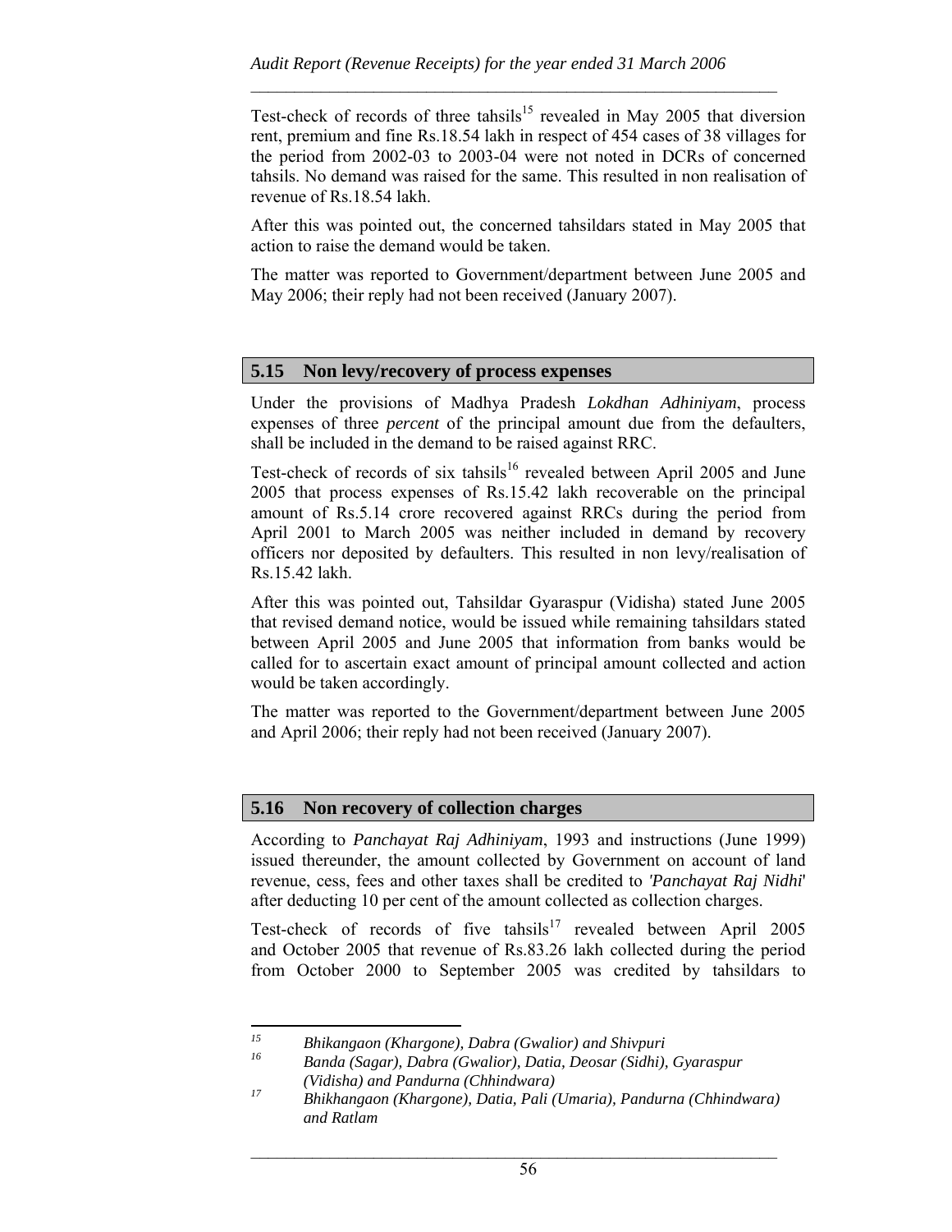Test-check of records of three tahsils[15] revealed in May 2005 that diversion rent, premium and fine Rs.18.54 lakh in respect of 454 cases of 38 villages for the period from 2002-03 to 2003-04 were not noted in DCRs of concerned tahsils. No demand was raised for the same. This resulted in non realisation of revenue of Rs.18.54 lakh.

After this was pointed out, the concerned tahsildars stated in May 2005 that action to raise the demand would be taken.

The matter was reported to Government/department between June 2005 and May 2006; their reply had not been received (January 2007).

## 5.15 Non levy/recovery of process expenses

Under the provisions of Madhya Pradesh *Lokdhan Adhiniyam*, process expenses of three *percent* of the principal amount due from the defaulters, shall be included in the demand to be raised against RRC.

Test-check of records of six tahsils[16] revealed between April 2005 and June 2005 that process expenses of Rs.15.42 lakh recoverable on the principal amount of Rs.5.14 crore recovered against RRCs during the period from April 2001 to March 2005 was neither included in demand by recovery officers nor deposited by defaulters. This resulted in non levy/realisation of Rs.15.42 lakh.

After this was pointed out, Tahsildar Gyaraspur (Vidisha) stated June 2005 that revised demand notice, would be issued while remaining tahsildars stated between April 2005 and June 2005 that information from banks would be called for to ascertain exact amount of principal amount collected and action would be taken accordingly.

The matter was reported to the Government/department between June 2005 and April 2006; their reply had not been received (January 2007).

## 5.16 Non recovery of collection charges

According to *Panchayat Raj Adhiniyam*, 1993 and instructions (June 1999) issued thereunder, the amount collected by Government on account of land revenue, cess, fees and other taxes shall be credited to *'Panchayat Raj Nidhi'* after deducting 10 per cent of the amount collected as collection charges.

Test-check of records of five tahsils[17] revealed between April 2005 and October 2005 that revenue of Rs.83.26 lakh collected during the period from October 2000 to September 2005 was credited by tahsildars to

---

[15] *Bhikangaon (Khargone), Dabra (Gwalior) and Shivpuri*

[16] *Banda (Sagar), Dabra (Gwalior), Datia, Deosar (Sidhi), Gyaraspur (Vidisha) and Pandurna (Chhindwara)*

[17] *Bhikhangaon (Khargone), Datia, Pali (Umaria), Pandurna (Chhindwara) and Ratlam*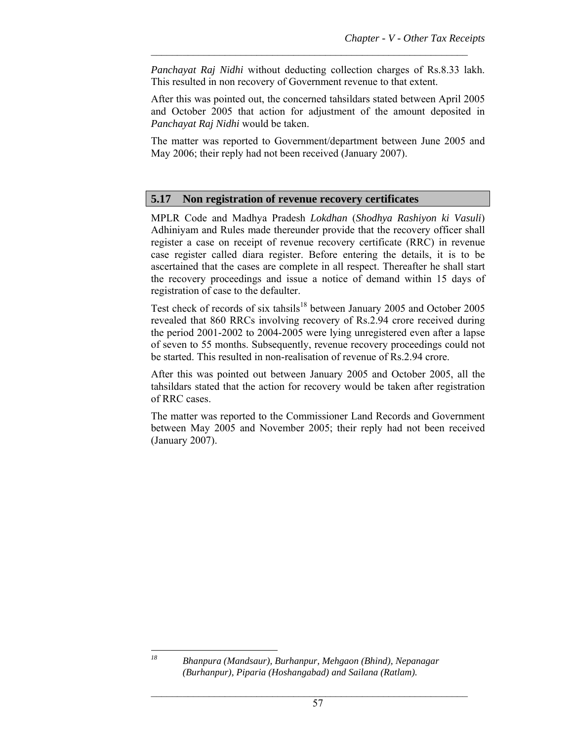*Panchayat Raj Nidhi* without deducting collection charges of Rs.8.33 lakh. This resulted in non recovery of Government revenue to that extent.

After this was pointed out, the concerned tahsildars stated between April 2005 and October 2005 that action for adjustment of the amount deposited in *Panchayat Raj Nidhi* would be taken.

The matter was reported to Government/department between June 2005 and May 2006; their reply had not been received (January 2007).

## 5.17 Non registration of revenue recovery certificates

MPLR Code and Madhya Pradesh *Lokdhan* (*Shodhya Rashiyon ki Vasuli*) Adhiniyam and Rules made thereunder provide that the recovery officer shall register a case on receipt of revenue recovery certificate (RRC) in revenue case register called diara register. Before entering the details, it is to be ascertained that the cases are complete in all respect. Thereafter he shall start the recovery proceedings and issue a notice of demand within 15 days of registration of case to the defaulter.

Test check of records of six tahsils[18] between January 2005 and October 2005 revealed that 860 RRCs involving recovery of Rs.2.94 crore received during the period 2001-2002 to 2004-2005 were lying unregistered even after a lapse of seven to 55 months. Subsequently, revenue recovery proceedings could not be started. This resulted in non-realisation of revenue of Rs.2.94 crore.

After this was pointed out between January 2005 and October 2005, all the tahsildars stated that the action for recovery would be taken after registration of RRC cases.

The matter was reported to the Commissioner Land Records and Government between May 2005 and November 2005; their reply had not been received (January 2007).

---

[18] *Bhanpura (Mandsaur), Burhanpur, Mehgaon (Bhind), Nepanagar (Burhanpur), Piparia (Hoshangabad) and Sailana (Ratlam).*